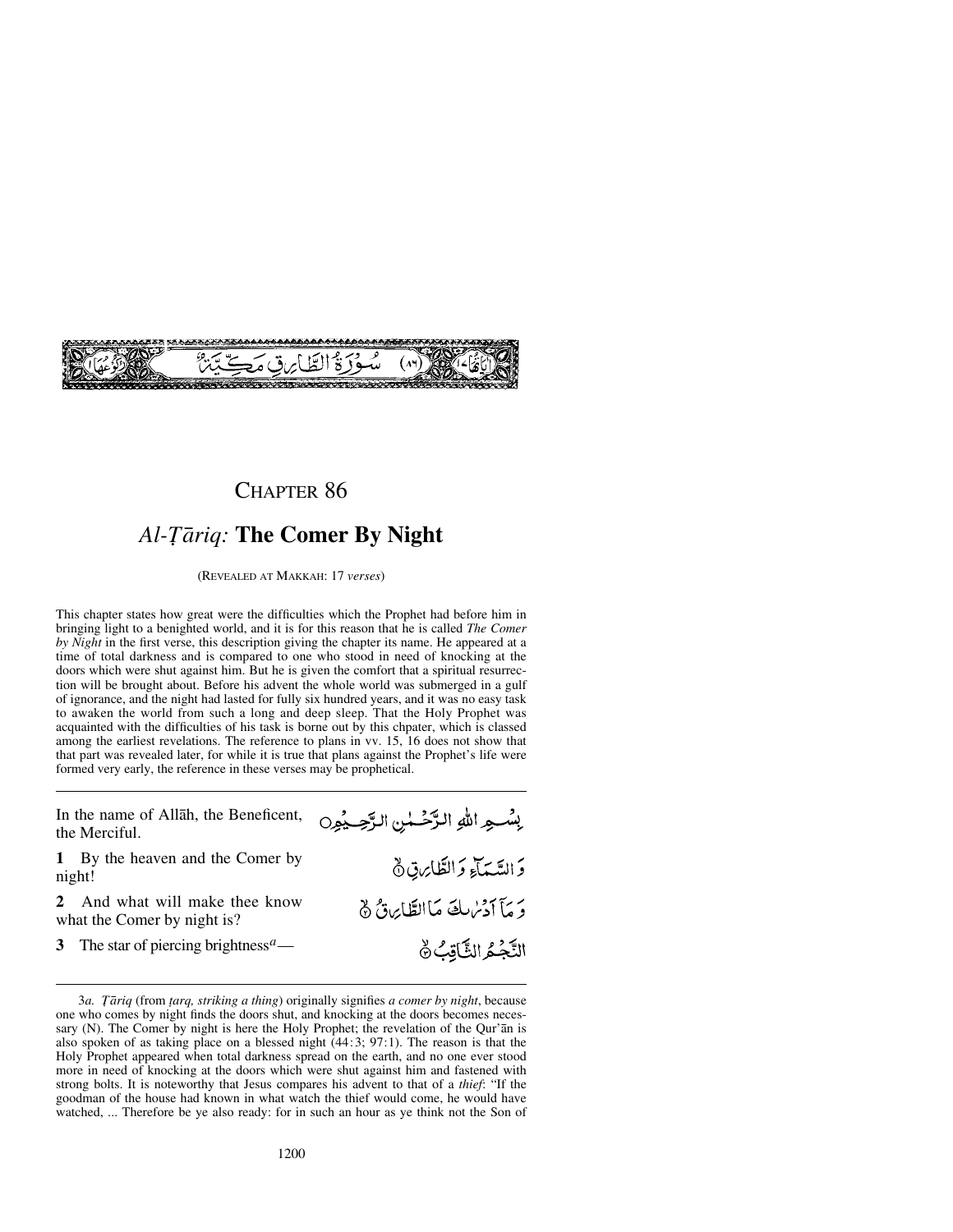سُورَةُ الطَّارِقِ مَكِّيَّةٌ (٨٦)

# Chapter 86

## *Al-Ṭāriq:* The Comer By Night

(Revealed at Makkah: 17 *verses*)

This chapter states how great were the difficulties which the Prophet had before him in bringing light to a benighted world, and it is for this reason that he is called *The Comer by Night* in the first verse, this description giving the chapter its name. He appeared at a time of total darkness and is compared to one who stood in need of knocking at the doors which were shut against him. But he is given the comfort that a spiritual resurrection will be brought about. Before his advent the whole world was submerged in a gulf of ignorance, and the night had lasted for fully six hundred years, and it was no easy task to awaken the world from such a long and deep sleep. That the Holy Prophet was acquainted with the difficulties of his task is borne out by this chpater, which is classed among the earliest revelations. The reference to plans in vv. 15, 16 does not show that that part was revealed later, for while it is true that plans against the Prophet's life were formed very early, the reference in these verses may be prophetical.

---

In the name of Allāh, the Beneficent, the Merciful.

بِسْمِ اللّٰهِ الرَّحْمٰنِ الرَّحِيْمِ

**1** By the heaven and the Comer by night!

وَ السَّمَآءِ وَ الطَّارِقِ ۙ﴿۱﴾

**2** And what will make thee know what the Comer by night is?

وَ مَآ اَدْرٰىكَ مَا الطَّارِقُ ۙ﴿۲﴾

**3** The star of piercing brightness[a]—

النَّجْمُ الثَّاقِبُ ۙ﴿۳﴾

---

3*a*. *Ṭāriq* (from *ṭarq, striking a thing*) originally signifies *a comer by night*, because one who comes by night finds the doors shut, and knocking at the doors becomes necessary (N). The Comer by night is here the Holy Prophet; the revelation of the Qur'ān is also spoken of as taking place on a blessed night (44:3; 97:1). The reason is that the Holy Prophet appeared when total darkness spread on the earth, and no one ever stood more in need of knocking at the doors which were shut against him and fastened with strong bolts. It is noteworthy that Jesus compares his advent to that of a *thief*: "If the goodman of the house had known in what watch the thief would come, he would have watched, ... Therefore be ye also ready: for in such an hour as ye think not the Son of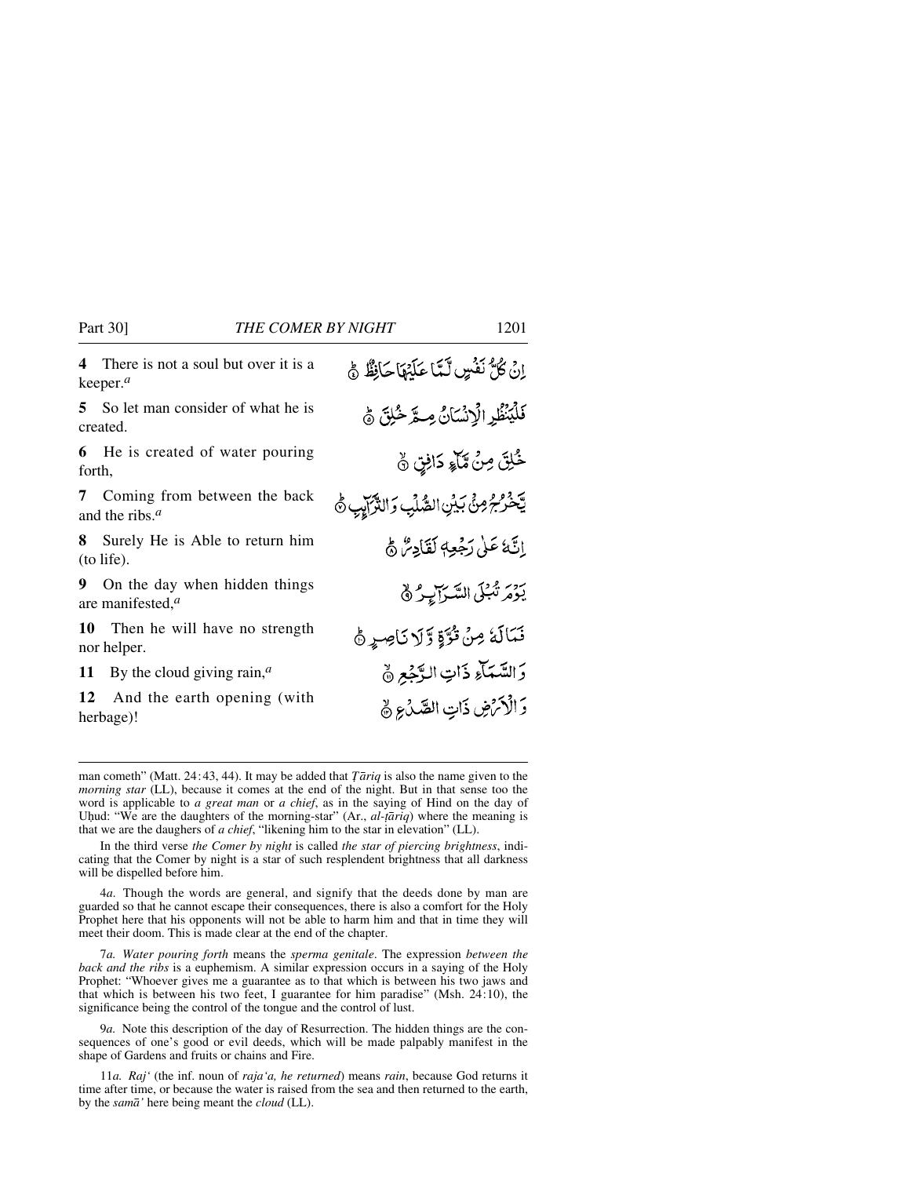**4** There is not a soul but over it is a keeper.[a]

إِنْ كُلُّ نَفْسٍ لَّمَّا عَلَيْهَا حَافِظٌ ﴿٤﴾

**5** So let man consider of what he is created.

فَلْيَنظُرِ الْإِنسَانُ مِمَّ خُلِقَ ﴿٥﴾

**6** He is created of water pouring forth,

خُلِقَ مِن مَّاءٍ دَافِقٍ ﴿٦﴾

**7** Coming from between the back and the ribs.[a]

يَخْرُجُ مِن بَيْنِ الصُّلْبِ وَالتَّرَائِبِ ﴿٧﴾

**8** Surely He is Able to return him (to life).

إِنَّهُ عَلَىٰ رَجْعِهِ لَقَادِرٌ ﴿٨﴾

**9** On the day when hidden things are manifested,[a]

يَوْمَ تُبْلَى السَّرَائِرُ ﴿٩﴾

**10** Then he will have no strength nor helper.

فَمَا لَهُ مِن قُوَّةٍ وَلَا نَاصِرٍ ﴿١٠﴾

**11** By the cloud giving rain,[a]

وَالسَّمَاءِ ذَاتِ الرَّجْعِ ﴿١١﴾

**12** And the earth opening (with herbage)!

وَالْأَرْضِ ذَاتِ الصَّدْعِ ﴿١٢﴾

---

man cometh" (Matt. 24:43, 44). It may be added that *Ṭāriq* is also the name given to the *morning star* (LL), because it comes at the end of the night. But in that sense too the word is applicable to *a great man* or *a chief*, as in the saying of Hind on the day of Uḥud: "We are the daughters of the morning-star" (Ar., *al-ṭāriq*) where the meaning is that we are the daughters of *a chief*, "likening him to the star in elevation" (LL).

In the third verse *the Comer by night* is called *the star of piercing brightness*, indicating that the Comer by night is a star of such resplendent brightness that all darkness will be dispelled before him.

4*a*. Though the words are general, and signify that the deeds done by man are guarded so that he cannot escape their consequences, there is also a comfort for the Holy Prophet here that his opponents will not be able to harm him and that in time they will meet their doom. This is made clear at the end of the chapter.

7*a*. *Water pouring forth* means the *sperma genitale*. The expression *between the back and the ribs* is a euphemism. A similar expression occurs in a saying of the Holy Prophet: "Whoever gives me a guarantee as to that which is between his two jaws and that which is between his two feet, I guarantee for him paradise" (Msh. 24:10), the significance being the control of the tongue and the control of lust.

9*a*. Note this description of the day of Resurrection. The hidden things are the consequences of one's good or evil deeds, which will be made palpably manifest in the shape of Gardens and fruits or chains and Fire.

11*a*. *Raj'* (the inf. noun of *raja'a, he returned*) means *rain*, because God returns it time after time, or because the water is raised from the sea and then returned to the earth, by the *samā'* here being meant the *cloud* (LL).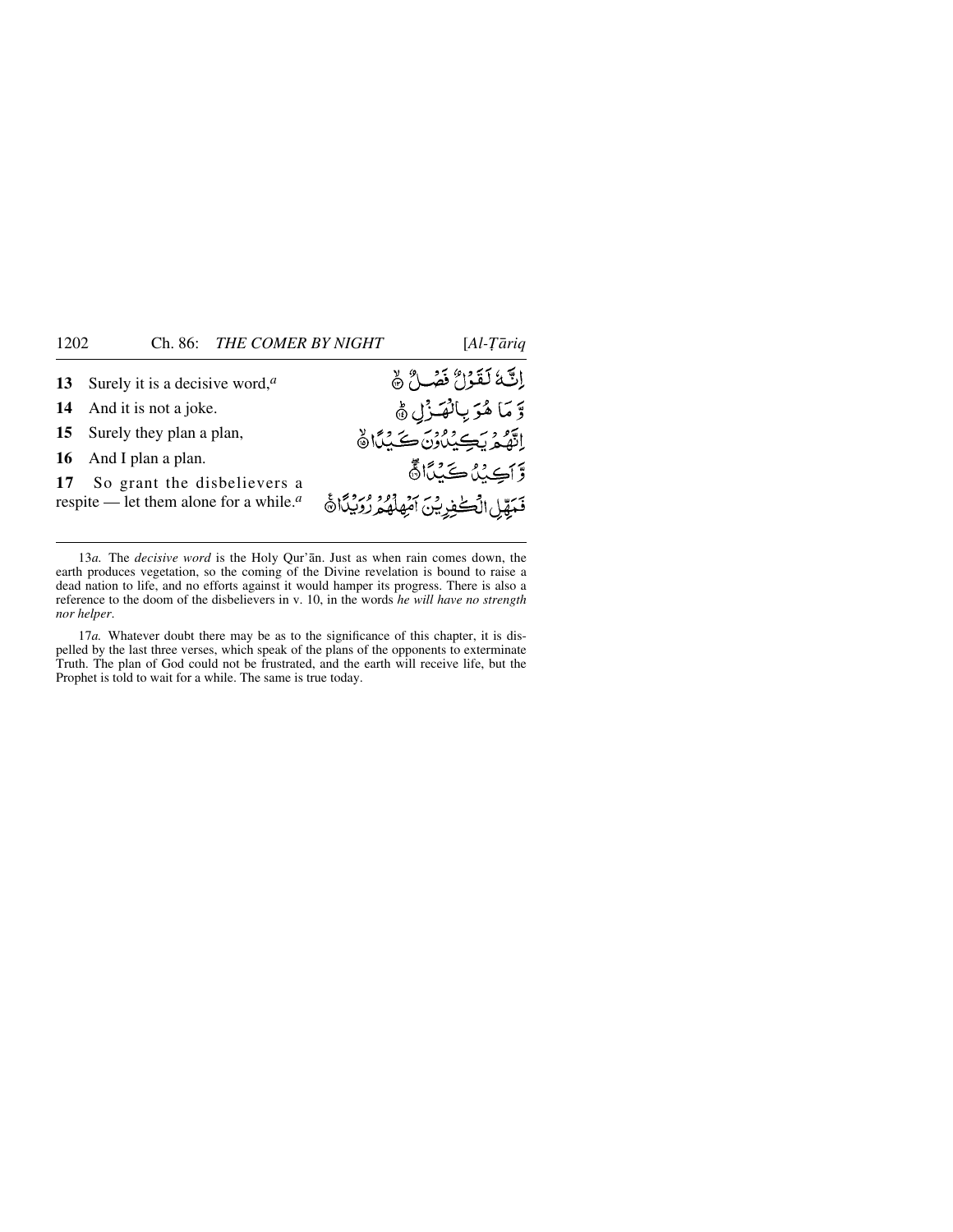13 Surely it is a decisive word,[a] — إِنَّهُۥ لَقَوْلٌ فَصْلٌ ۝١٣

14 And it is not a joke. — وَمَا هُوَ بِٱلْهَزْلِ ۝١٤

15 Surely they plan a plan, — إِنَّهُمْ يَكِيدُونَ كَيْدًا ۝١٥

16 And I plan a plan. — وَأَكِيدُ كَيْدًا ۝١٦

17 So grant the disbelievers a respite — let them alone for a while.[a] — فَمَهِّلِ ٱلْكَٰفِرِينَ أَمْهِلْهُمْ رُوَيْدًۢا ۝١٧

---

13*a.* The *decisive word* is the Holy Qur'ān. Just as when rain comes down, the earth produces vegetation, so the coming of the Divine revelation is bound to raise a dead nation to life, and no efforts against it would hamper its progress. There is also a reference to the doom of the disbelievers in v. 10, in the words *he will have no strength nor helper*.

17*a.* Whatever doubt there may be as to the significance of this chapter, it is dispelled by the last three verses, which speak of the plans of the opponents to exterminate Truth. The plan of God could not be frustrated, and the earth will receive life, but the Prophet is told to wait for a while. The same is true today.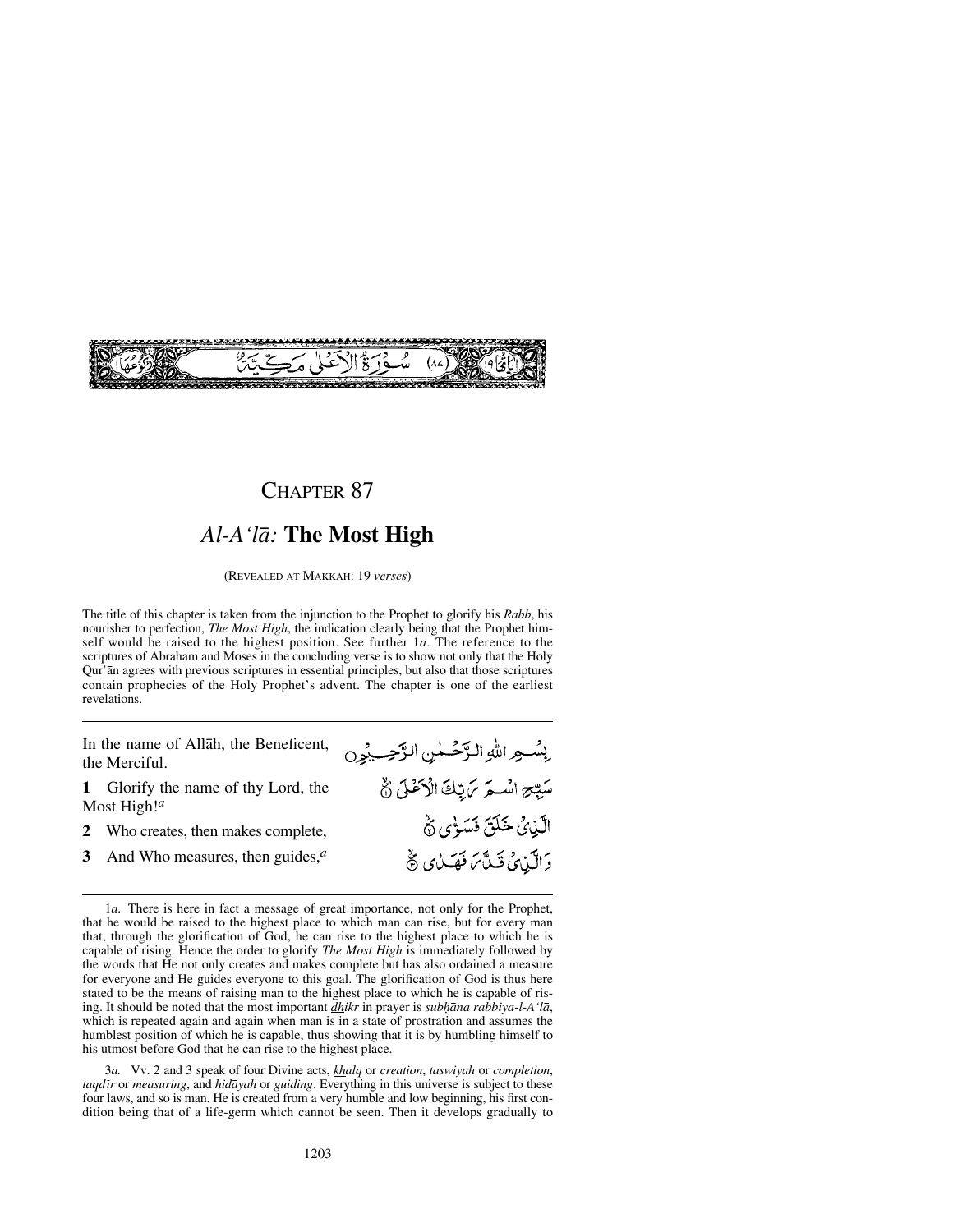سُورَةُ الْأَعْلَى مَكِّيَّةٌ (٨٧) — آيَاتُهَا ١٩ — رُكُوعُهَا ١

# CHAPTER 87

## *Al-A'lā:* The Most High

(REVEALED AT MAKKAH: 19 *verses*)

The title of this chapter is taken from the injunction to the Prophet to glorify his *Rabb*, his nourisher to perfection, *The Most High*, the indication clearly being that the Prophet himself would be raised to the highest position. See further 1*a*. The reference to the scriptures of Abraham and Moses in the concluding verse is to show not only that the Holy Qur'ān agrees with previous scriptures in essential principles, but also that those scriptures contain prophecies of the Holy Prophet's advent. The chapter is one of the earliest revelations.

In the name of Allāh, the Beneficent, the Merciful.

بِسْمِ اللّٰهِ الرَّحْمٰنِ الرَّحِيْمِ

**1** Glorify the name of thy Lord, the Most High![a]

سَبِّحِ اسْمَ رَبِّكَ الْأَعْلَى ۝١

**2** Who creates, then makes complete,

الَّذِي خَلَقَ فَسَوّٰى ۝٢

**3** And Who measures, then guides,[a]

وَالَّذِي قَدَّرَ فَهَدٰى ۝٣

---

1*a.* There is here in fact a message of great importance, not only for the Prophet, that he would be raised to the highest place to which man can rise, but for every man that, through the glorification of God, he can rise to the highest place to which he is capable of rising. Hence the order to glorify *The Most High* is immediately followed by the words that He not only creates and makes complete but has also ordained a measure for everyone and He guides everyone to this goal. The glorification of God is thus here stated to be the means of raising man to the highest place to which he is capable of rising. It should be noted that the most important *dhikr* in prayer is *subḥāna rabbiya-l-A'lā*, which is repeated again and again when man is in a state of prostration and assumes the humblest position of which he is capable, thus showing that it is by humbling himself to his utmost before God that he can rise to the highest place.

3*a.* Vv. 2 and 3 speak of four Divine acts, *khalq* or *creation*, *taswiyah* or *completion*, *taqdīr* or *measuring*, and *hidāyah* or *guiding*. Everything in this universe is subject to these four laws, and so is man. He is created from a very humble and low beginning, his first condition being that of a life-germ which cannot be seen. Then it develops gradually to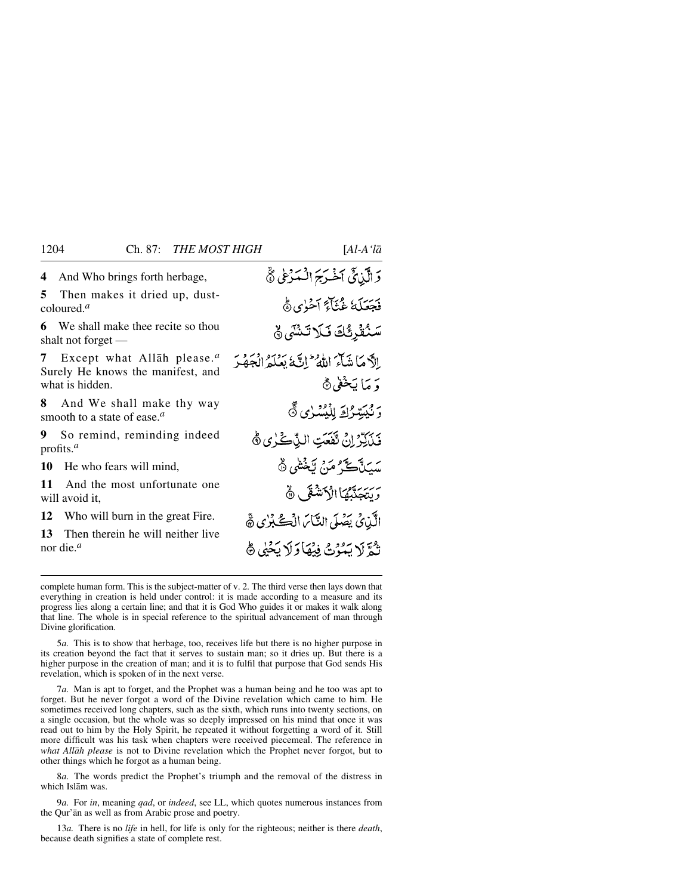| | |
|---|---|
| **4** And Who brings forth herbage, | وَالَّذِيٓ اَخۡرَجَ الۡمَرۡعٰى ۙ |
| **5** Then makes it dried up, dust-coloured.[a] | فَجَعَلَهٗ غُثَآءً اَحۡوٰى ؕ |
| **6** We shall make thee recite so thou shalt not forget — | سَنُقۡرِئُكَ فَلَا تَنۡسٰٓى ۙ |
| **7** Except what Allāh please.[a] Surely He knows the manifest, and what is hidden. | اِلَّا مَا شَآءَ اللّٰهُ ؕ اِنَّهٗ يَعۡلَمُ الۡجَهۡرَ وَمَا يَخۡفٰى ؕ |
| **8** And We shall make thy way smooth to a state of ease.[a] | وَنُيَسِّرُكَ لِلۡيُسۡرٰى ۚۖ |
| **9** So remind, reminding indeed profits.[a] | فَذَكِّرۡ اِنۡ نَّفَعَتِ الذِّكۡرٰى ؕ |
| **10** He who fears will mind, | سَيَذَّكَّرُ مَنۡ يَّخۡشٰى ۙ |
| **11** And the most unfortunate one will avoid it, | وَيَتَجَنَّبُهَا الۡاَشۡقَى ۙ |
| **12** Who will burn in the great Fire. | الَّذِىۡ يَصۡلَى النَّارَ الۡكُبۡرٰى ۚ |
| **13** Then therein he will neither live nor die.[a] | ثُمَّ لَا يَمُوۡتُ فِيۡهَا وَلَا يَحۡيٰى ؕ |

---

complete human form. This is the subject-matter of v. 2. The third verse then lays down that everything in creation is held under control: it is made according to a measure and its progress lies along a certain line; and that it is God Who guides it or makes it walk along that line. The whole is in special reference to the spiritual advancement of man through Divine glorification.

5*a.* This is to show that herbage, too, receives life but there is no higher purpose in its creation beyond the fact that it serves to sustain man; so it dries up. But there is a higher purpose in the creation of man; and it is to fulfil that purpose that God sends His revelation, which is spoken of in the next verse.

7*a.* Man is apt to forget, and the Prophet was a human being and he too was apt to forget. But he never forgot a word of the Divine revelation which came to him. He sometimes received long chapters, such as the sixth, which runs into twenty sections, on a single occasion, but the whole was so deeply impressed on his mind that once it was read out to him by the Holy Spirit, he repeated it without forgetting a word of it. Still more difficult was his task when chapters were received piecemeal. The reference in *what Allāh please* is not to Divine revelation which the Prophet never forgot, but to other things which he forgot as a human being.

8*a.* The words predict the Prophet's triumph and the removal of the distress in which Islām was.

9*a.* For *in*, meaning *qad*, or *indeed*, see LL, which quotes numerous instances from the Qur'ān as well as from Arabic prose and poetry.

13*a.* There is no *life* in hell, for life is only for the righteous; neither is there *death*, because death signifies a state of complete rest.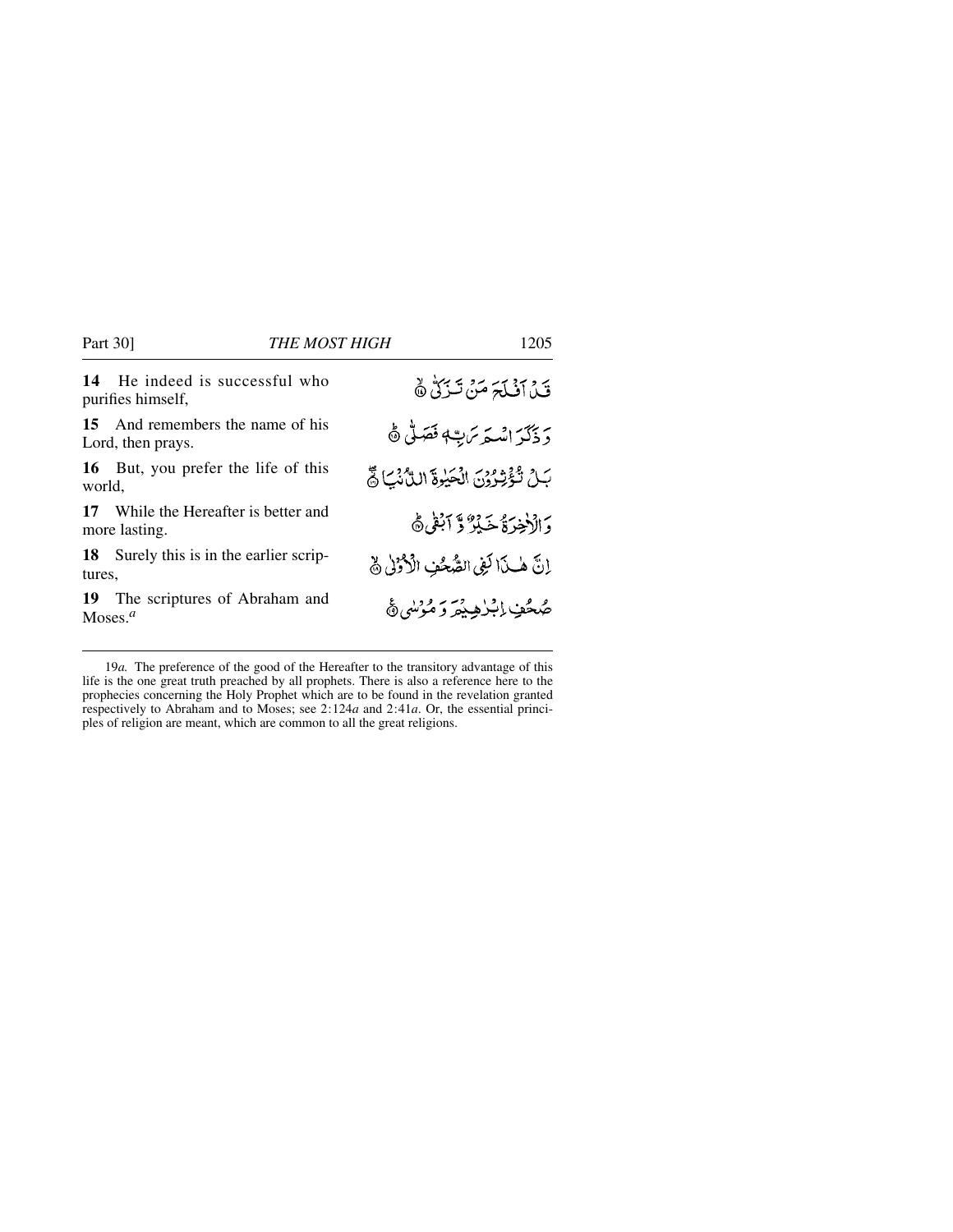**14** He indeed is successful who purifies himself,

قَدْ أَفْلَحَ مَنْ تَزَكَّىٰ ﴿١٤﴾

**15** And remembers the name of his Lord, then prays.

وَذَكَرَ اسْمَ رَبِّهِ فَصَلَّىٰ ﴿١٥﴾

**16** But, you prefer the life of this world,

بَلْ تُؤْثِرُونَ الْحَيَاةَ الدُّنْيَا ﴿١٦﴾

**17** While the Hereafter is better and more lasting.

وَالْآخِرَةُ خَيْرٌ وَأَبْقَىٰ ﴿١٧﴾

**18** Surely this is in the earlier scriptures,

إِنَّ هَٰذَا لَفِي الصُّحُفِ الْأُولَىٰ ﴿١٨﴾

**19** The scriptures of Abraham and Moses.[a]

صُحُفِ إِبْرَاهِيمَ وَمُوسَىٰ ﴿١٩﴾

---

19*a.* The preference of the good of the Hereafter to the transitory advantage of this life is the one great truth preached by all prophets. There is also a reference here to the prophecies concerning the Holy Prophet which are to be found in the revelation granted respectively to Abraham and to Moses; see 2:124*a* and 2:41*a*. Or, the essential principles of religion are meant, which are common to all the great religions.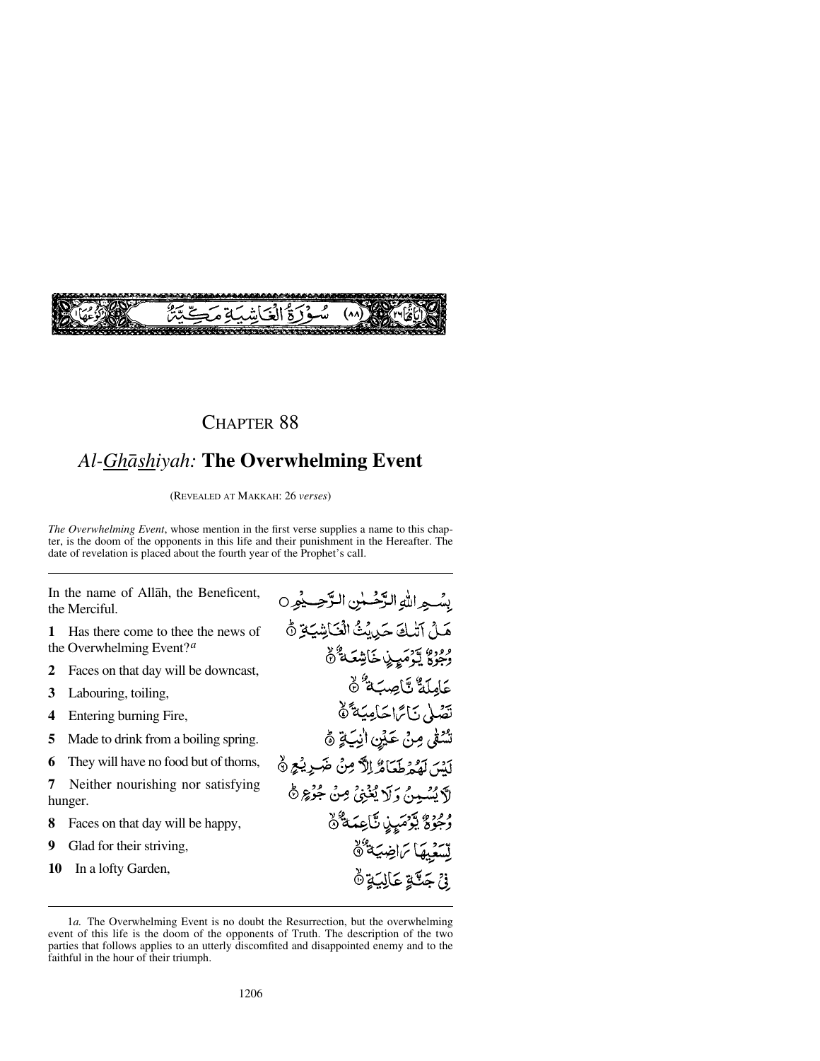سُوْرَةُ الْغَاشِيَةِ مَكِّيَّةٌ (٨٨)

# CHAPTER 88

## *Al-Ghāshiyah:* The Overwhelming Event

(REVEALED AT MAKKAH: 26 *verses*)

*The Overwhelming Event*, whose mention in the first verse supplies a name to this chapter, is the doom of the opponents in this life and their punishment in the Hereafter. The date of revelation is placed about the fourth year of the Prophet's call.

---

In the name of Allāh, the Beneficent, the Merciful.

بِسْمِ اللّٰهِ الرَّحْمٰنِ الرَّحِيْمِ ○

**1** Has there come to thee the news of the Overwhelming Event?[a]

هَلْ اَتٰىكَ حَدِيْثُ الْغَاشِيَةِ ①

**2** Faces on that day will be downcast,

وُجُوْهٌ يَّوْمَئِذٍ خَاشِعَةٌ ②

**3** Labouring, toiling,

عَامِلَةٌ نَّاصِبَةٌ ③

**4** Entering burning Fire,

تَصْلٰى نَارًا حَامِيَةً ④

**5** Made to drink from a boiling spring.

تُسْقٰى مِنْ عَيْنٍ اٰنِيَةٍ ⑤

**6** They will have no food but of thorns,

لَيْسَ لَهُمْ طَعَامٌ اِلَّا مِنْ ضَرِيْعٍ ⑥

**7** Neither nourishing nor satisfying hunger.

لَّا يُسْمِنُ وَلَا يُغْنِيْ مِنْ جُوْعٍ ⑦

**8** Faces on that day will be happy,

وُجُوْهٌ يَّوْمَئِذٍ نَّاعِمَةٌ ⑧

**9** Glad for their striving,

لِّسَعْيِهَا رَاضِيَةٌ ⑨

**10** In a lofty Garden,

فِيْ جَنَّةٍ عَالِيَةٍ ⑩

---

1*a*. The Overwhelming Event is no doubt the Resurrection, but the overwhelming event of this life is the doom of the opponents of Truth. The description of the two parties that follows applies to an utterly discomfited and disappointed enemy and to the faithful in the hour of their triumph.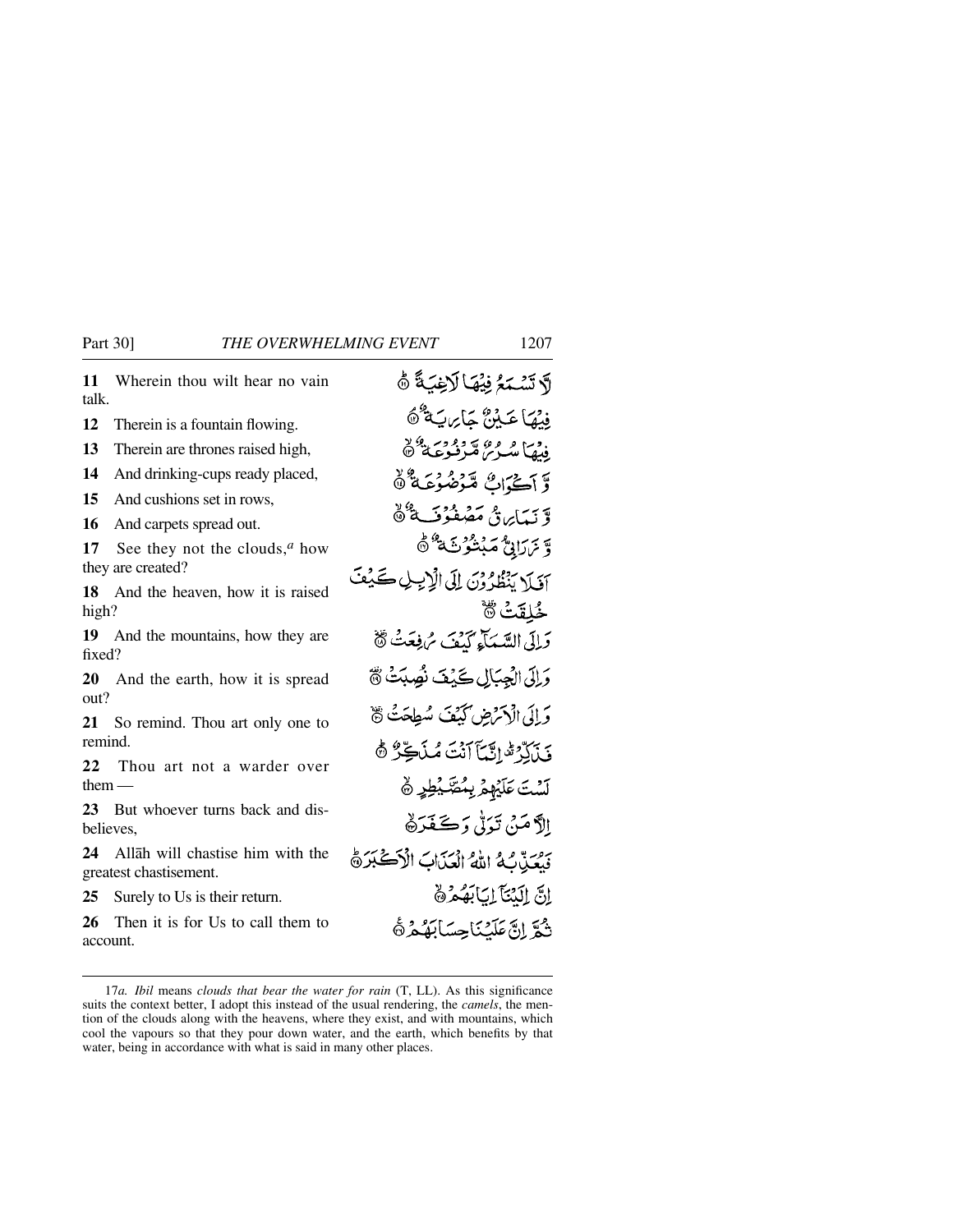| | |
|---|---|
| **11** Wherein thou wilt hear no vain talk. | لَّا تَسۡمَعُ فِيۡهَا لَاغِيَةً ﴿۱۱﴾ |
| **12** Therein is a fountain flowing. | فِيۡهَا عَيۡنٌ جَارِيَةٌ ﴿۱۲﴾ |
| **13** Therein are thrones raised high, | فِيۡهَا سُرُرٌ مَّرۡفُوۡعَةٌ ﴿۱۳﴾ |
| **14** And drinking-cups ready placed, | وَّ اَكۡوَابٌ مَّوۡضُوۡعَةٌ ﴿۱۴﴾ |
| **15** And cushions set in rows, | وَّ نَمَارِقُ مَصۡفُوۡفَةٌ ﴿۱۵﴾ |
| **16** And carpets spread out. | وَّ زَرَابِیُّ مَبۡثُوۡثَةٌ ﴿۱۶﴾ |
| **17** See they not the clouds,[a] how they are created? | اَفَلَا يَنۡظُرُوۡنَ اِلَى الۡاِبِلِ كَيۡفَ خُلِقَتۡ ﴿۱۷﴾ |
| **18** And the heaven, how it is raised high? | وَاِلَى السَّمَآءِ كَيۡفَ رُفِعَتۡ ﴿۱۸﴾ |
| **19** And the mountains, how they are fixed? | وَاِلَى الۡجِبَالِ كَيۡفَ نُصِبَتۡ ﴿۱۹﴾ |
| **20** And the earth, how it is spread out? | وَاِلَى الۡاَرۡضِ كَيۡفَ سُطِحَتۡ ﴿۲۰﴾ |
| **21** So remind. Thou art only one to remind. | فَذَكِّرۡ اِنَّمَاۤ اَنۡتَ مُذَكِّرٌ ﴿۲۱﴾ |
| **22** Thou art not a warder over them — | لَسۡتَ عَلَيۡهِمۡ بِمُصَيۡطِرٍ ﴿۲۲﴾ |
| **23** But whoever turns back and disbelieves, | اِلَّا مَنۡ تَوَلّٰى وَكَفَرَ ﴿۲۳﴾ |
| **24** Allāh will chastise him with the greatest chastisement. | فَيُعَذِّبُهُ اللّٰهُ الۡعَذَابَ الۡاَكۡبَرَ ﴿۲۴﴾ |
| **25** Surely to Us is their return. | اِنَّ اِلَيۡنَاۤ اِيَابَهُمۡ ﴿۲۵﴾ |
| **26** Then it is for Us to call them to account. | ثُمَّ اِنَّ عَلَيۡنَا حِسَابَهُمۡ ﴿۲۶﴾ |

---

17*a*. *Ibil* means *clouds that bear the water for rain* (T, LL). As this significance suits the context better, I adopt this instead of the usual rendering, the *camels*, the mention of the clouds along with the heavens, where they exist, and with mountains, which cool the vapours so that they pour down water, and the earth, which benefits by that water, being in accordance with what is said in many other places.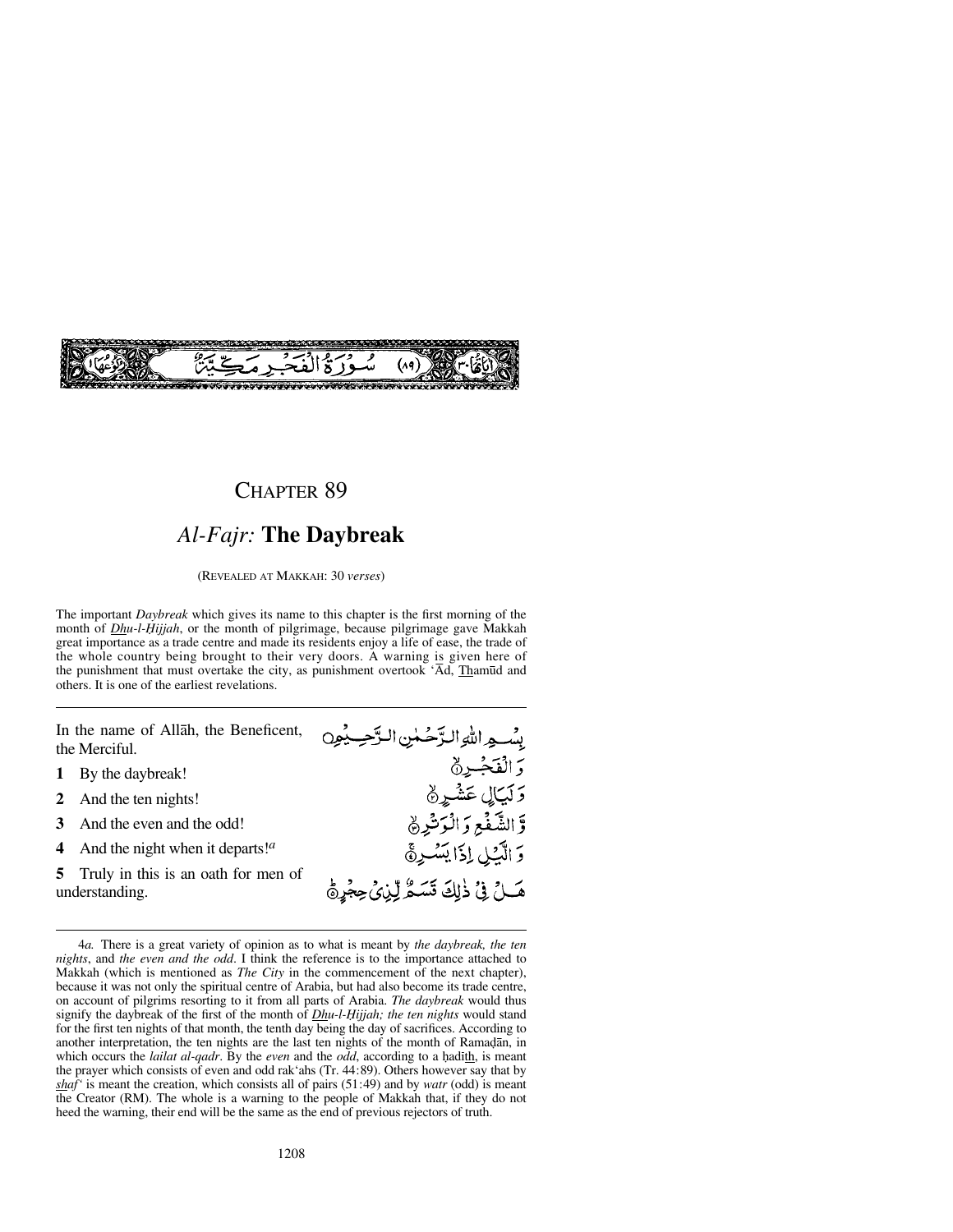سُورَةُ الْفَجْرِ مَكِّيَّةٌ (٨٩)

# CHAPTER 89

## *Al-Fajr:* **The Daybreak**

(REVEALED AT MAKKAH: 30 *verses*)

The important *Daybreak* which gives its name to this chapter is the first morning of the month of *Dhu-l-Ḥijjah*, or the month of pilgrimage, because pilgrimage gave Makkah great importance as a trade centre and made its residents enjoy a life of ease, the trade of the whole country being brought to their very doors. A warning is given here of the punishment that must overtake the city, as punishment overtook 'Ād, Thamūd and others. It is one of the earliest revelations.

---

In the name of Allāh, the Beneficent, the Merciful.

بِسْمِ اللّٰهِ الرَّحْمٰنِ الرَّحِيْمِ

**1** By the daybreak!

وَالْفَجْرِ ﴿۱﴾

**2** And the ten nights!

وَلَيَالٍ عَشْرٍ ﴿۲﴾

**3** And the even and the odd!

وَّالشَّفْعِ وَالْوَتْرِ ﴿۳﴾

**4** And the night when it departs![a]

وَالَّيْلِ اِذَا يَسْرِ ﴿۴﴾

**5** Truly in this is an oath for men of understanding.

هَلْ فِيْ ذٰلِكَ قَسَمٌ لِّذِيْ حِجْرٍ ﴿۵﴾

---

4*a.* There is a great variety of opinion as to what is meant by *the daybreak, the ten nights*, and *the even and the odd*. I think the reference is to the importance attached to Makkah (which is mentioned as *The City* in the commencement of the next chapter), because it was not only the spiritual centre of Arabia, but had also become its trade centre, on account of pilgrims resorting to it from all parts of Arabia. *The daybreak* would thus signify the daybreak of the first of the month of *Dhu-l-Ḥijjah; the ten nights* would stand for the first ten nights of that month, the tenth day being the day of sacrifices. According to another interpretation, the ten nights are the last ten nights of the month of Ramaḍān, in which occurs the *lailat al-qadr*. By the *even* and the *odd*, according to a ḥadīth, is meant the prayer which consists of even and odd rak'ahs (Tr. 44:89). Others however say that by *shaf'* is meant the creation, which consists all of pairs (51:49) and by *watr* (odd) is meant the Creator (RM). The whole is a warning to the people of Makkah that, if they do not heed the warning, their end will be the same as the end of previous rejectors of truth.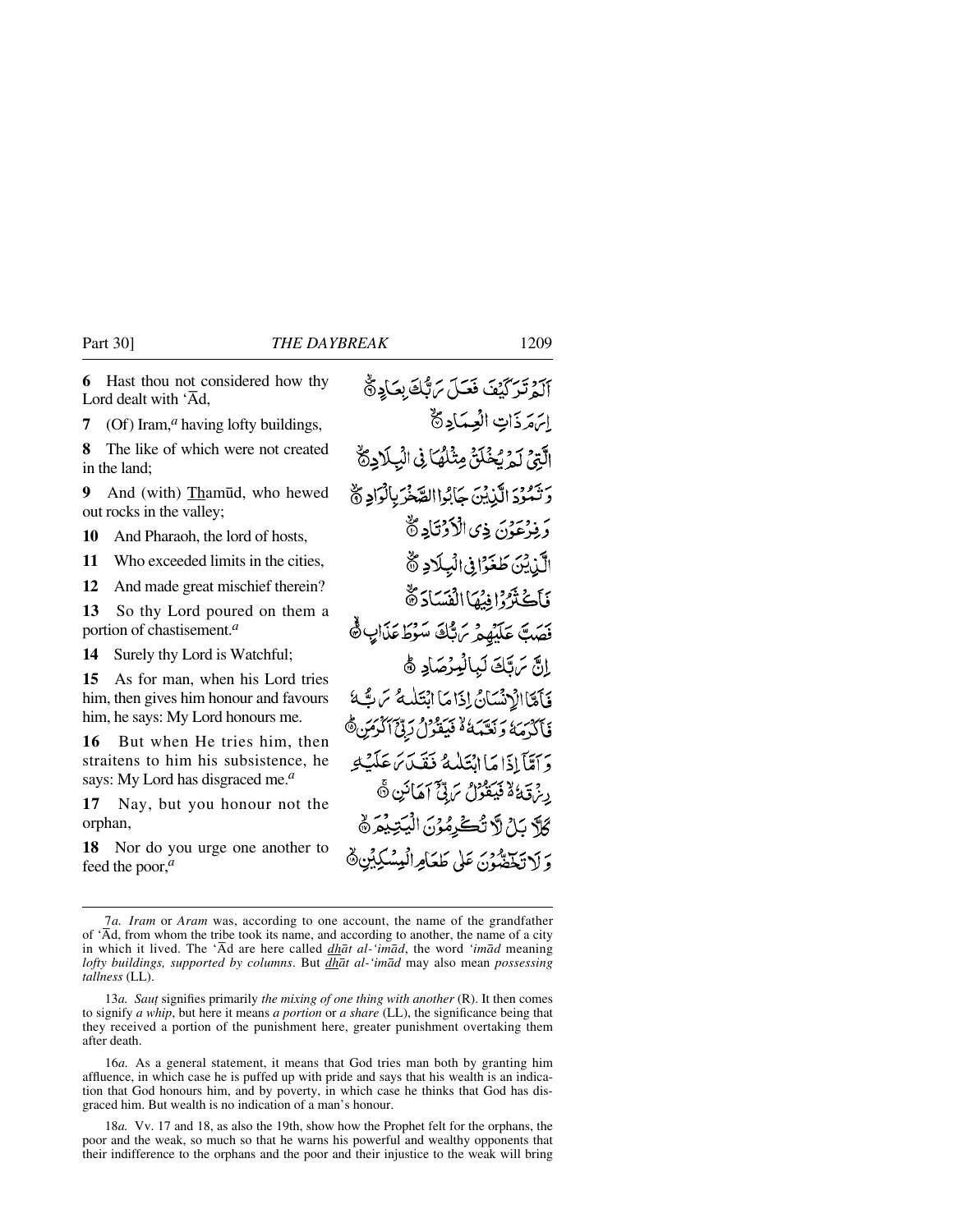**6** Hast thou not considered how thy Lord dealt with 'Ād,

**7** (Of) Iram,[a] having lofty buildings,

**8** The like of which were not created in the land;

**9** And (with) Thamūd, who hewed out rocks in the valley;

**10** And Pharaoh, the lord of hosts,

**11** Who exceeded limits in the cities,

**12** And made great mischief therein?

**13** So thy Lord poured on them a portion of chastisement.[a]

**14** Surely thy Lord is Watchful;

**15** As for man, when his Lord tries him, then gives him honour and favours him, he says: My Lord honours me.

**16** But when He tries him, then straitens to him his subsistence, he says: My Lord has disgraced me.[a]

**17** Nay, but you honour not the orphan,

**18** Nor do you urge one another to feed the poor,[a]

أَلَمْ تَرَ كَيْفَ فَعَلَ رَبُّكَ بِعَادٍ ﴿٦﴾
إِرَمَ ذَاتِ الْعِمَادِ ﴿٧﴾
الَّتِي لَمْ يُخْلَقْ مِثْلُهَا فِي الْبِلَادِ ﴿٨﴾
وَثَمُودَ الَّذِينَ جَابُوا الصَّخْرَ بِالْوَادِ ﴿٩﴾
وَفِرْعَوْنَ ذِي الْأَوْتَادِ ﴿١٠﴾
الَّذِينَ طَغَوْا فِي الْبِلَادِ ﴿١١﴾
فَأَكْثَرُوا فِيهَا الْفَسَادَ ﴿١٢﴾
فَصَبَّ عَلَيْهِمْ رَبُّكَ سَوْطَ عَذَابٍ ﴿١٣﴾
إِنَّ رَبَّكَ لَبِالْمِرْصَادِ ﴿١٤﴾
فَأَمَّا الْإِنْسَانُ إِذَا مَا ابْتَلَاهُ رَبُّهُ فَأَكْرَمَهُ وَنَعَّمَهُ فَيَقُولُ رَبِّي أَكْرَمَنِ ﴿١٥﴾
وَأَمَّا إِذَا مَا ابْتَلَاهُ فَقَدَرَ عَلَيْهِ رِزْقَهُ فَيَقُولُ رَبِّي أَهَانَنِ ﴿١٦﴾
كَلَّا بَلْ لَا تُكْرِمُونَ الْيَتِيمَ ﴿١٧﴾
وَلَا تَحَاضُّونَ عَلَىٰ طَعَامِ الْمِسْكِينِ ﴿١٨﴾

---

7*a*. *Iram* or *Aram* was, according to one account, the name of the grandfather of 'Ād, from whom the tribe took its name, and according to another, the name of a city in which it lived. The 'Ād are here called *dhāt al-'imād*, the word *'imād* meaning *lofty buildings, supported by columns*. But *dhāt al-'imād* may also mean *possessing tallness* (LL).

13*a*. *Sauṭ* signifies primarily *the mixing of one thing with another* (R). It then comes to signify *a whip*, but here it means *a portion* or *a share* (LL), the significance being that they received a portion of the punishment here, greater punishment overtaking them after death.

16*a*. As a general statement, it means that God tries man both by granting him affluence, in which case he is puffed up with pride and says that his wealth is an indication that God honours him, and by poverty, in which case he thinks that God has disgraced him. But wealth is no indication of a man's honour.

18*a*. Vv. 17 and 18, as also the 19th, show how the Prophet felt for the orphans, the poor and the weak, so much so that he warns his powerful and wealthy opponents that their indifference to the orphans and the poor and their injustice to the weak will bring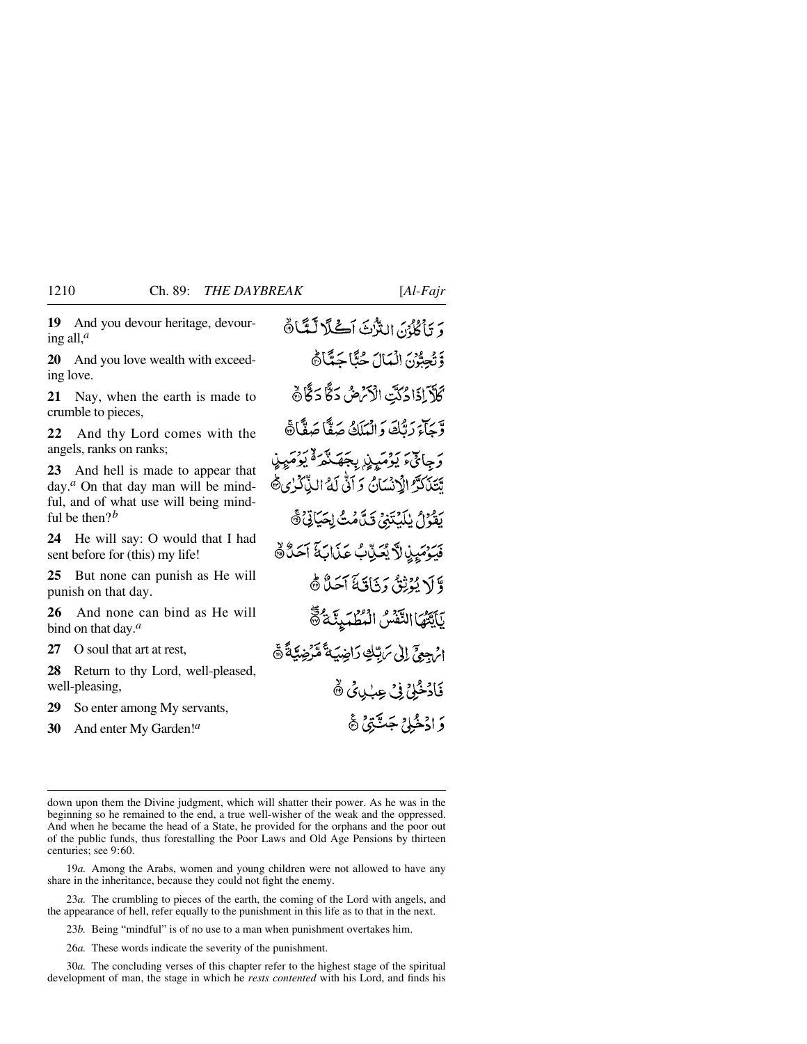**19** And you devour heritage, devouring all,[a]

وَ تَأْكُلُوْنَ التُّرَاثَ اَكْلًا لَّمًّا ۙ

**20** And you love wealth with exceeding love.

وَّ تُحِبُّوْنَ الْمَالَ حُبًّا جَمًّا ؕ

**21** Nay, when the earth is made to crumble to pieces,

كَلَّاۤ اِذَا دُكَّتِ الْاَرْضُ دَكًّا دَكًّا ۙ

**22** And thy Lord comes with the angels, ranks on ranks;

وَّ جَآءَ رَبُّكَ وَ الْمَلَكُ صَفًّا صَفًّا ۚ

**23** And hell is made to appear that day.[a] On that day man will be mindful, and of what use will being mindful be then?[b]

وَ جِایْٓءَ یَوْمَئِذٍۭ بِجَهَنَّمَ ۬ۙ یَوْمَئِذٍ یَّتَذَكَّرُ الْاِنْسَانُ وَ اَنّٰى لَهُ الذِّكْرٰى ؕ

**24** He will say: O would that I had sent before for (this) my life!

یَقُوْلُ یٰلَیْتَنِیْ قَدَّمْتُ لِحَیَاتِیْ ۚ

**25** But none can punish as He will punish on that day.

فَیَوْمَئِذٍ لَّا یُعَذِّبُ عَذَابَهٗۤ اَحَدٌ ۙ

**26** And none can bind as He will bind on that day.[a]

وَّ لَا یُوْثِقُ وَثَاقَهٗۤ اَحَدٌ ؕ

**27** O soul that art at rest,

یٰۤاَیَّتُهَا النَّفْسُ الْمُطْمَئِنَّةُ ۗ

**28** Return to thy Lord, well-pleased, well-pleasing,

ارْجِعِیْۤ اِلٰى رَبِّكِ رَاضِیَةً مَّرْضِیَّةً ۚ

**29** So enter among My servants,

فَادْخُلِیْ فِیْ عِبٰدِیْ ۙ

**30** And enter My Garden![a]

وَ ادْخُلِیْ جَنَّتِیْ ۠

---

down upon them the Divine judgment, which will shatter their power. As he was in the beginning so he remained to the end, a true well-wisher of the weak and the oppressed. And when he became the head of a State, he provided for the orphans and the poor out of the public funds, thus forestalling the Poor Laws and Old Age Pensions by thirteen centuries; see 9:60.

19*a.* Among the Arabs, women and young children were not allowed to have any share in the inheritance, because they could not fight the enemy.

23*a.* The crumbling to pieces of the earth, the coming of the Lord with angels, and the appearance of hell, refer equally to the punishment in this life as to that in the next.

23*b.* Being "mindful" is of no use to a man when punishment overtakes him.

26*a.* These words indicate the severity of the punishment.

30*a.* The concluding verses of this chapter refer to the highest stage of the spiritual development of man, the stage in which he *rests contented* with his Lord, and finds his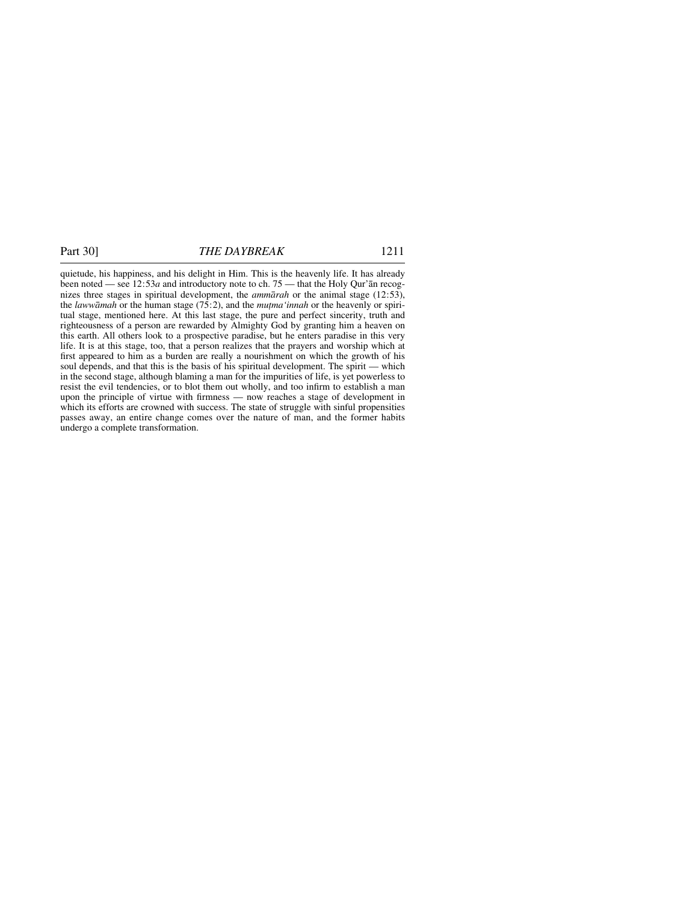quietude, his happiness, and his delight in Him. This is the heavenly life. It has already been noted — see 12:53*a* and introductory note to ch. 75 — that the Holy Qur'ān recognizes three stages in spiritual development, the *ammārah* or the animal stage (12:53), the *lawwāmah* or the human stage (75:2), and the *muṭma'innah* or the heavenly or spiritual stage, mentioned here. At this last stage, the pure and perfect sincerity, truth and righteousness of a person are rewarded by Almighty God by granting him a heaven on this earth. All others look to a prospective paradise, but he enters paradise in this very life. It is at this stage, too, that a person realizes that the prayers and worship which at first appeared to him as a burden are really a nourishment on which the growth of his soul depends, and that this is the basis of his spiritual development. The spirit — which in the second stage, although blaming a man for the impurities of life, is yet powerless to resist the evil tendencies, or to blot them out wholly, and too infirm to establish a man upon the principle of virtue with firmness — now reaches a stage of development in which its efforts are crowned with success. The state of struggle with sinful propensities passes away, an entire change comes over the nature of man, and the former habits undergo a complete transformation.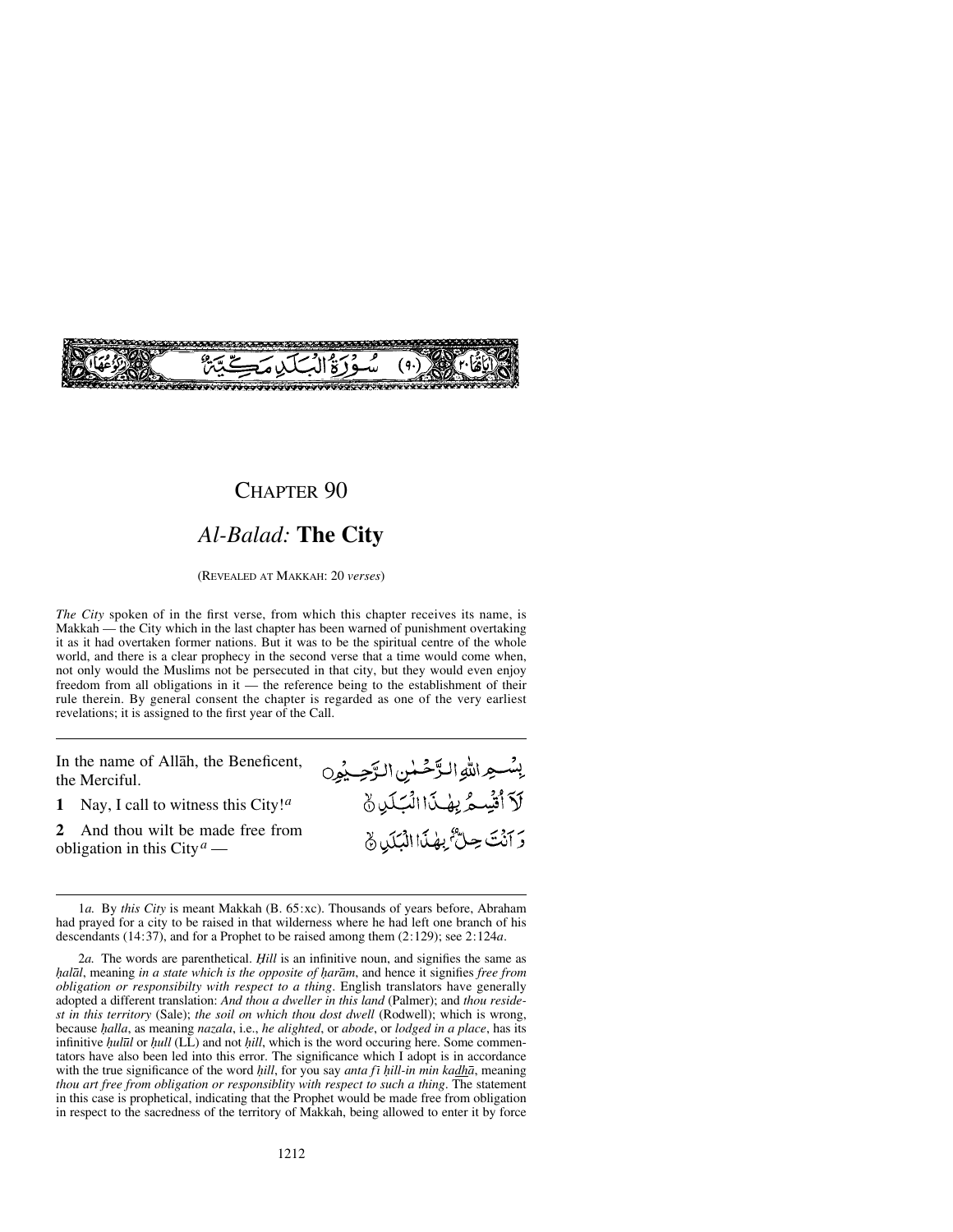سُورَةُ الْبَلَدِ مَكِّيَّةٌ (٩٠)

# CHAPTER 90

## *Al-Balad:* **The City**

(REVEALED AT MAKKAH: 20 *verses*)

*The City* spoken of in the first verse, from which this chapter receives its name, is Makkah — the City which in the last chapter has been warned of punishment overtaking it as it had overtaken former nations. But it was to be the spiritual centre of the whole world, and there is a clear prophecy in the second verse that a time would come when, not only would the Muslims not be persecuted in that city, but they would even enjoy freedom from all obligations in it — the reference being to the establishment of their rule therein. By general consent the chapter is regarded as one of the very earliest revelations; it is assigned to the first year of the Call.

In the name of Allāh, the Beneficent, the Merciful.

بِسْمِ اللّٰهِ الرَّحْمٰنِ الرَّحِيْمِ

**1** Nay, I call to witness this City![a]

لَآ أُقْسِمُ بِهٰذَا الْبَلَدِ ۝١

**2** And thou wilt be made free from obligation in this City[a] —

وَ أَنْتَ حِلٌّۢ بِهٰذَا الْبَلَدِ ۝٢

---

1*a.* By *this City* is meant Makkah (B. 65:xc). Thousands of years before, Abraham had prayed for a city to be raised in that wilderness where he had left one branch of his descendants (14:37), and for a Prophet to be raised among them (2:129); see 2:124*a*.

2*a.* The words are parenthetical. *Ḥill* is an infinitive noun, and signifies the same as *ḥalāl*, meaning *in a state which is the opposite of ḥarām*, and hence it signifies *free from obligation or responsibilty with respect to a thing*. English translators have generally adopted a different translation: *And thou a dweller in this land* (Palmer); and *thou residest in this territory* (Sale); *the soil on which thou dost dwell* (Rodwell); which is wrong, because *ḥalla*, as meaning *nazala*, i.e., *he alighted*, or *abode*, or *lodged in a place*, has its infinitive *ḥulūl* or *ḥull* (LL) and not *ḥill*, which is the word occuring here. Some commentators have also been led into this error. The significance which I adopt is in accordance with the true significance of the word *ḥill*, for you say *anta fī ḥill-in min kaḏhā*, meaning *thou art free from obligation or responsiblity with respect to such a thing*. The statement in this case is prophetical, indicating that the Prophet would be made free from obligation in respect to the sacredness of the territory of Makkah, being allowed to enter it by force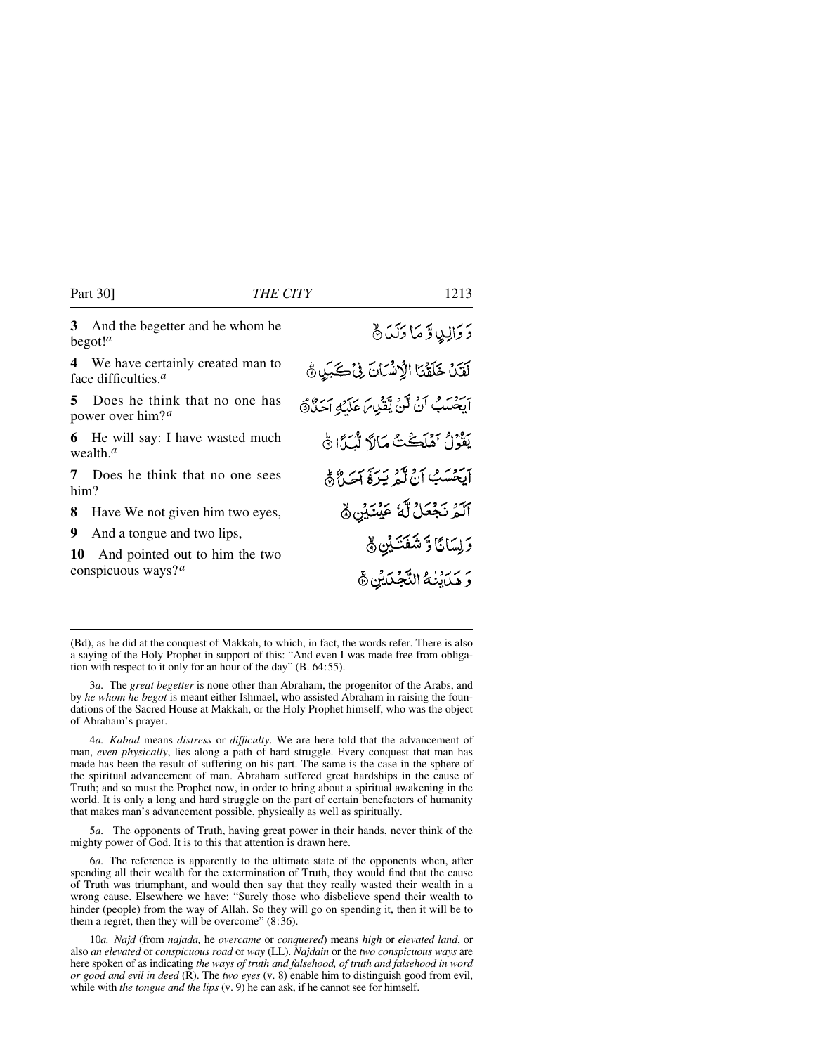**3** And the begetter and he whom he begot![a]

وَ وَالِدٍ وَّ مَا وَلَدَ ﴿۳﴾

**4** We have certainly created man to face difficulties.[a]

لَقَدۡ خَلَقۡنَا الۡاِنۡسَانَ فِیۡ کَبَدٍ ﴿۴﴾

**5** Does he think that no one has power over him?[a]

اَیَحۡسَبُ اَنۡ لَّنۡ یَّقۡدِرَ عَلَیۡهِ اَحَدٌ ﴿۵﴾

**6** He will say: I have wasted much wealth.[a]

یَقُوۡلُ اَهۡلَکۡتُ مَالًا لُّبَدًا ﴿۶﴾

**7** Does he think that no one sees him?

اَیَحۡسَبُ اَنۡ لَّمۡ یَرَهٗۤ اَحَدٌ ﴿۷﴾

**8** Have We not given him two eyes,

اَلَمۡ نَجۡعَلۡ لَّهٗ عَیۡنَیۡنِ ﴿۸﴾

**9** And a tongue and two lips,

وَ لِسَانًا وَّ شَفَتَیۡنِ ﴿۹﴾

**10** And pointed out to him the two conspicuous ways?[a]

وَ هَدَیۡنٰهُ النَّجۡدَیۡنِ ﴿۱۰﴾

---

(Bd), as he did at the conquest of Makkah, to which, in fact, the words refer. There is also a saying of the Holy Prophet in support of this: "And even I was made free from obligation with respect to it only for an hour of the day" (B. 64:55).

3*a.* The *great begetter* is none other than Abraham, the progenitor of the Arabs, and by *he whom he begot* is meant either Ishmael, who assisted Abraham in raising the foundations of the Sacred House at Makkah, or the Holy Prophet himself, who was the object of Abraham's prayer.

4*a. Kabad* means *distress* or *difficulty*. We are here told that the advancement of man, *even physically*, lies along a path of hard struggle. Every conquest that man has made has been the result of suffering on his part. The same is the case in the sphere of the spiritual advancement of man. Abraham suffered great hardships in the cause of Truth; and so must the Prophet now, in order to bring about a spiritual awakening in the world. It is only a long and hard struggle on the part of certain benefactors of humanity that makes man's advancement possible, physically as well as spiritually.

5*a.* The opponents of Truth, having great power in their hands, never think of the mighty power of God. It is to this that attention is drawn here.

6*a.* The reference is apparently to the ultimate state of the opponents when, after spending all their wealth for the extermination of Truth, they would find that the cause of Truth was triumphant, and would then say that they really wasted their wealth in a wrong cause. Elsewhere we have: "Surely those who disbelieve spend their wealth to hinder (people) from the way of Allāh. So they will go on spending it, then it will be to them a regret, then they will be overcome" (8:36).

10*a. Najd* (from *najada,* he *overcame* or *conquered*) means *high* or *elevated land*, or also *an elevated* or *conspicuous road* or *way* (LL). *Najdain* or the *two conspicuous ways* are here spoken of as indicating *the ways of truth and falsehood, of truth and falsehood in word or good and evil in deed* (R). The *two eyes* (v. 8) enable him to distinguish good from evil, while with *the tongue and the lips* (v. 9) he can ask, if he cannot see for himself.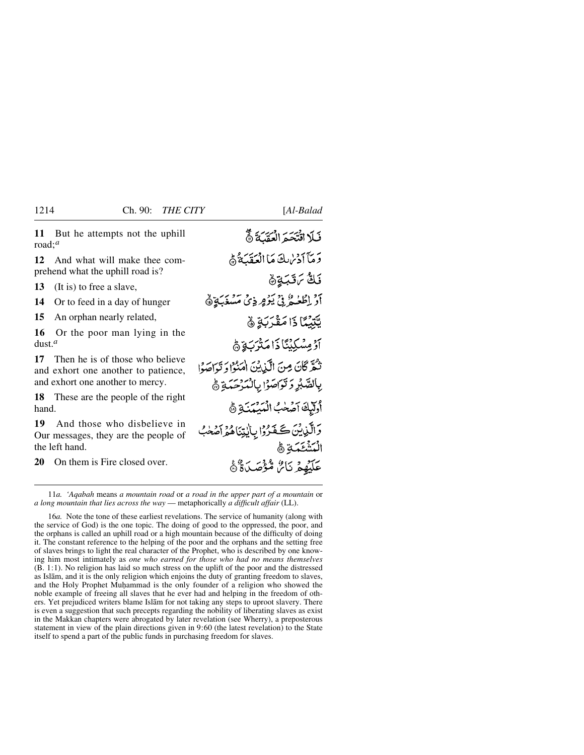**11** But he attempts not the uphill road;[a]

فَلَا اقْتَحَمَ الْعَقَبَةَ ۝

**12** And what will make thee comprehend what the uphill road is?

وَمَآ أَدْرٰىكَ مَا الْعَقَبَةُ ۝

**13** (It is) to free a slave,

فَكُّ رَقَبَةٍ ۝

**14** Or to feed in a day of hunger

أَوْ إِطْعٰمٌ فِي يَوْمٍ ذِي مَسْغَبَةٍ ۝

**15** An orphan nearly related,

يَّتِيمًا ذَا مَقْرَبَةٍ ۝

**16** Or the poor man lying in the dust.[a]

أَوْ مِسْكِينًا ذَا مَتْرَبَةٍ ۝

**17** Then he is of those who believe and exhort one another to patience, and exhort one another to mercy.

ثُمَّ كَانَ مِنَ الَّذِينَ اٰمَنُوا وَتَوَاصَوْا بِالصَّبْرِ وَتَوَاصَوْا بِالْمَرْحَمَةِ ۝

**18** These are the people of the right hand.

أُولٰٓئِكَ أَصْحٰبُ الْمَيْمَنَةِ ۝

**19** And those who disbelieve in Our messages, they are the people of the left hand.

وَالَّذِينَ كَفَرُوا بِاٰيٰتِنَا هُمْ أَصْحٰبُ الْمَشْـَٔمَةِ ۝

**20** On them is Fire closed over.

عَلَيْهِمْ نَارٌ مُّؤْصَدَةٌ ۝

---

11*a*. *'Aqabah* means *a mountain road* or *a road in the upper part of a mountain* or *a long mountain that lies across the way* — metaphorically *a difficult affair* (LL).

16*a*. Note the tone of these earliest revelations. The service of humanity (along with the service of God) is the one topic. The doing of good to the oppressed, the poor, and the orphans is called an uphill road or a high mountain because of the difficulty of doing it. The constant reference to the helping of the poor and the orphans and the setting free of slaves brings to light the real character of the Prophet, who is described by one knowing him most intimately as *one who earned for those who had no means themselves* (B. 1:1). No religion has laid so much stress on the uplift of the poor and the distressed as Islām, and it is the only religion which enjoins the duty of granting freedom to slaves, and the Holy Prophet Muḥammad is the only founder of a religion who showed the noble example of freeing all slaves that he ever had and helping in the freedom of others. Yet prejudiced writers blame Islām for not taking any steps to uproot slavery. There is even a suggestion that such precepts regarding the nobility of liberating slaves as exist in the Makkan chapters were abrogated by later revelation (see Wherry), a preposterous statement in view of the plain directions given in 9:60 (the latest revelation) to the State itself to spend a part of the public funds in purchasing freedom for slaves.